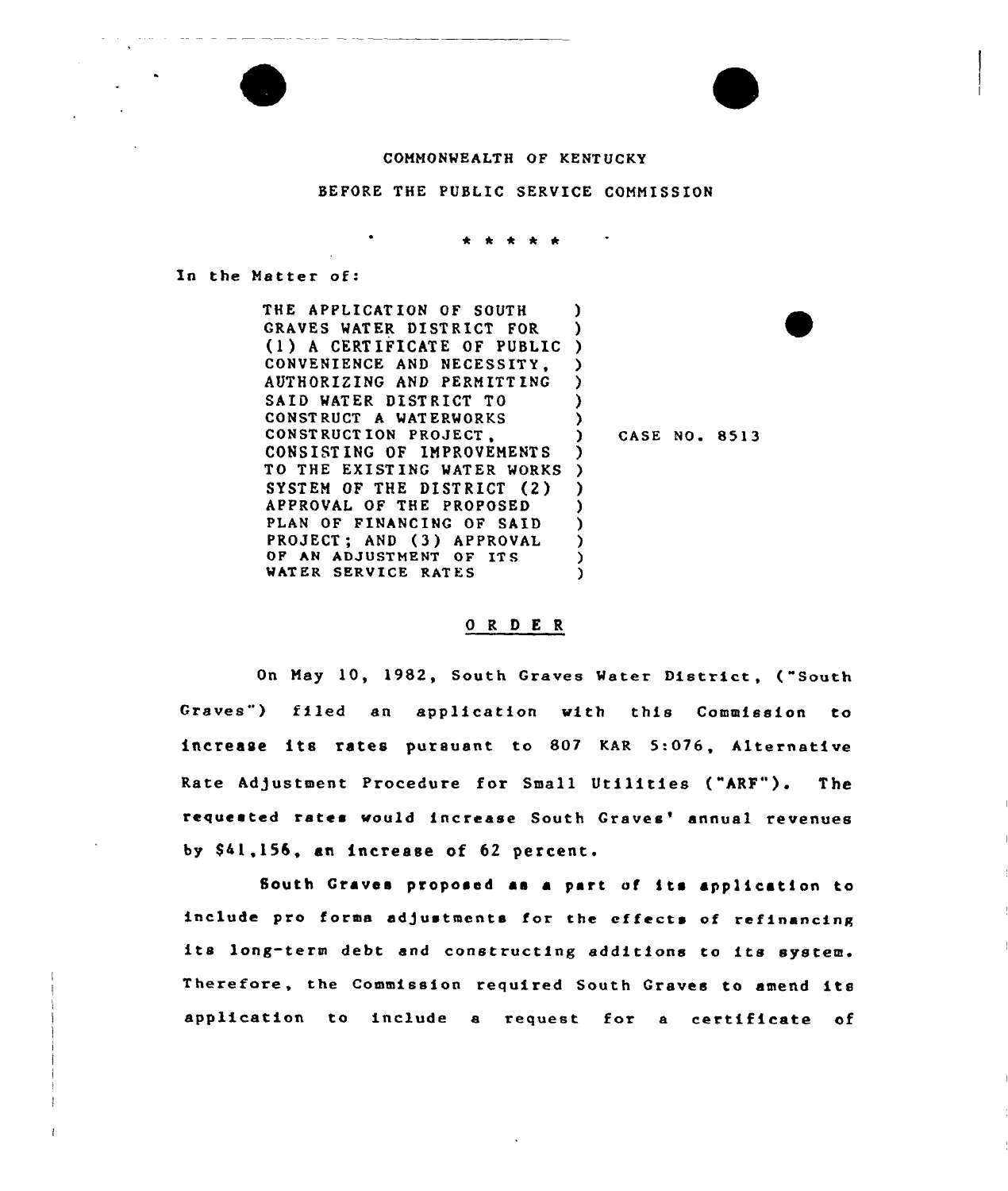COMMONWEALTH OF KENTUCKY

BEFORE THE PUBLIC SERVICE COMMISSION

\* \* \* \* \*

In the Matter of:

THE APPLICATION OF SOUTH GRAVES WATER DISTRICT FOR (1) A CERTIFICATE OF PUBLIC CONVENIENCE AND NECESSITY, AUTHORIZING AND PERMITTING SAID WATER DISTRICT TO CONSTRUCT A WATERWORKS CONSTRUCTION PROJECT, CONSISTING OF IMPROVEMENTS TO THE EXISTING WATER WORKS SYSTEM OF THE DISTRICT (2) APPROVAL OF THE PROPOSED PLAN OF FINANCING OF SAID PROJECT; AND (3) APPROVAL OF AN ADJUSTMENT OF ITS WATER SERVICE RATES

CASE NO. 8513

## O R D E R

On May 10, 1982, South Graves Water District, ("South Graves") filed an application with this Commission to increase its rates pursuant to 807 KAR 5:076, Alternative Rate Adjustment Procedure for Small Utilities ("ARF"). The requested rates would increase South Graves' annual revenues by $41,156, an increase of 62 percent.

South Graves proposed as a part of its application to include pro forma adjustments for the effects of refinancing its long-term debt and constructing additions to its system. Therefore, the Commission required South Graves to amend its application to include a request for a certificate of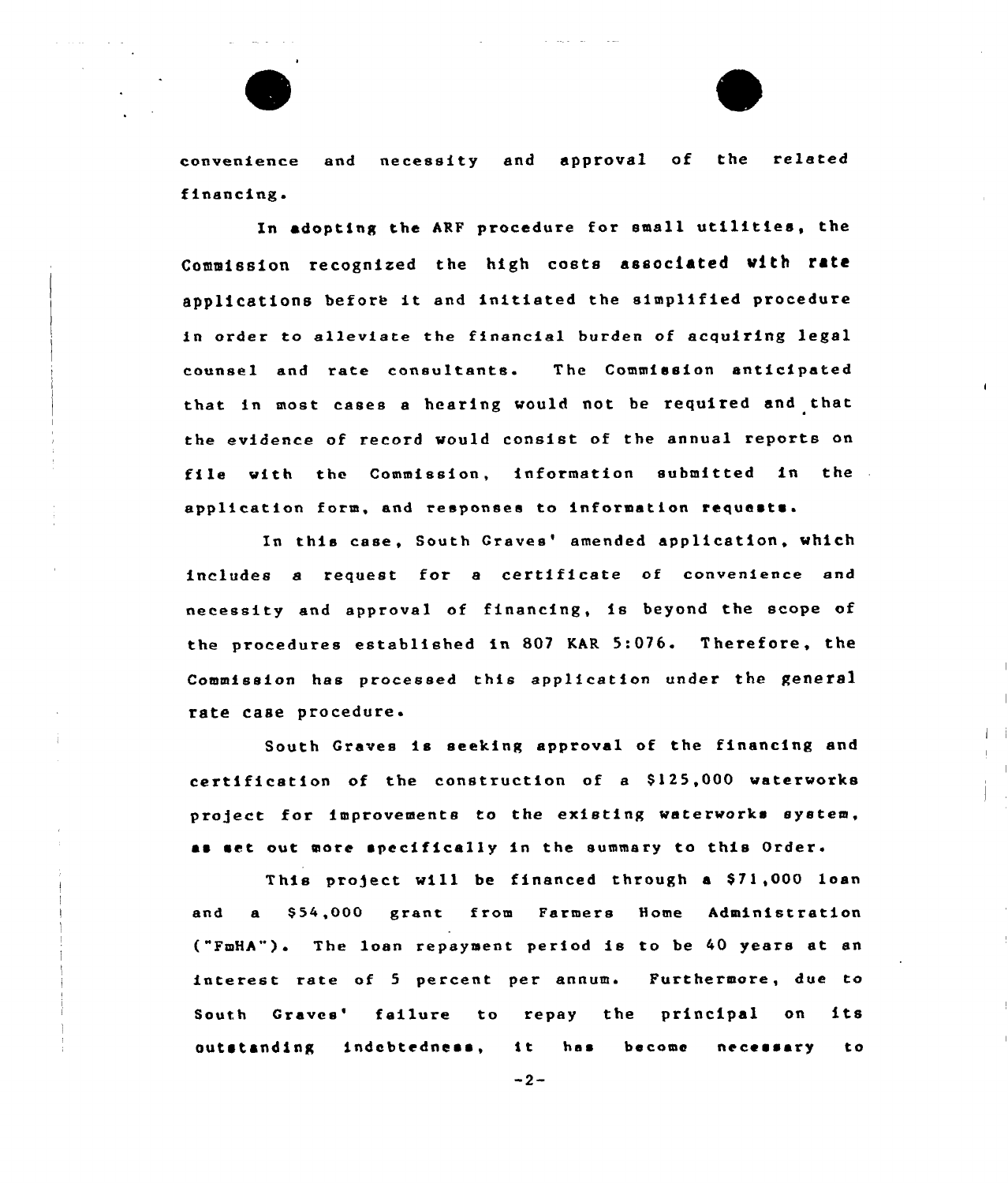convenience and necessity and approval of the related financing.

In adopting the ARF procedure for small utilities, the Commission recognized the high costs associated with rate applications before it and initiated the simplified procedure in order to alleviate the financial burden of acquiring legal counsel and rate consultants. The Commission anticipated that in most cases a hearing would not be required and that the evidence of record would consist of the annual reports on file with the Commission, information submitted in the application form, and responses to information requests.

In this case, South Graves' amended application, which includes a request for a certificate of convenience and necessity and approval of financing, is beyond the scope of the procedures established in 807 KAR 5:076. Therefore, the Commission has processed this application under the general rate case procedure.

South Graves is seeking approval of the financing and certification of the construction of a $125,000 waterworks project for improvements to the existing waterworks system, as set out more specifically in the summary to this Order.

This project will be financed through a $71,000 loan and a $54,000 grant from Farmers Home Administration ("FmHA"). The loan repayment period is to be 40 years at an interest rate of 5 percent per annum. Furthermore, due to South Graves' failure to repay the principal on its outstanding indebtedness, it has become necessary to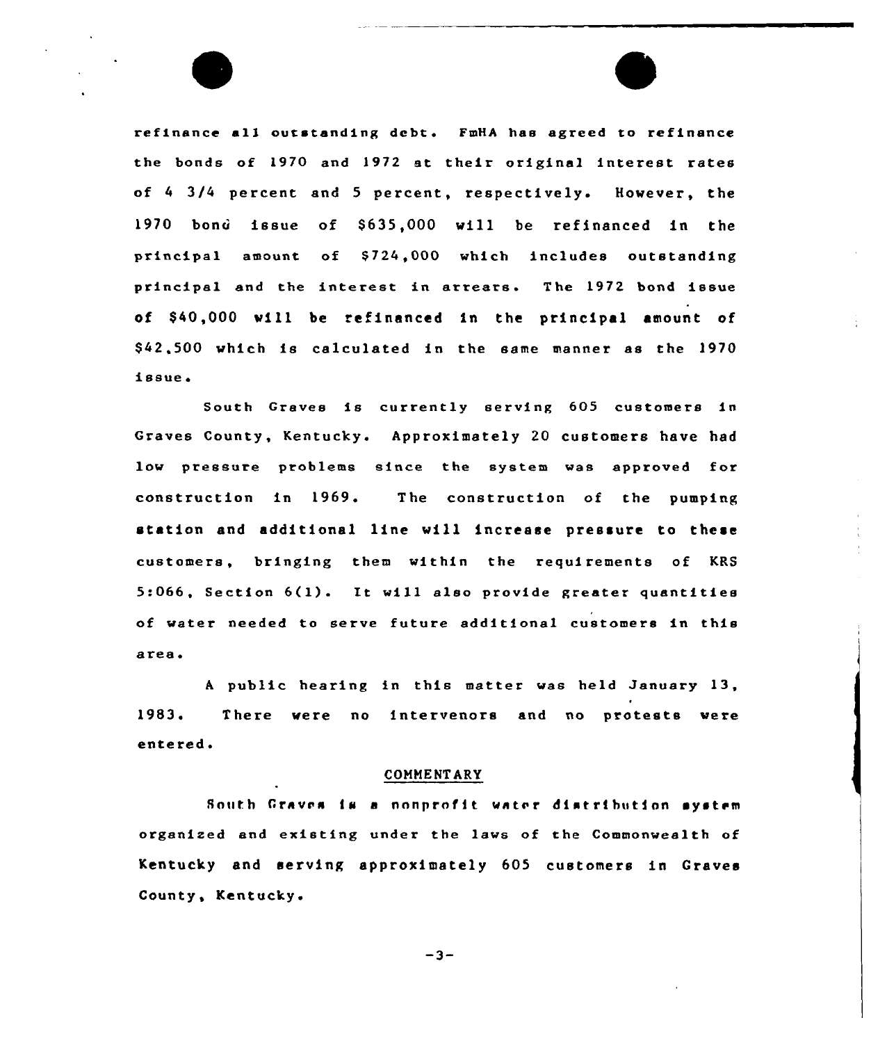refinance all outstanding debt. FmHA has agreed to refinance the bonds of 1970 and 1972 at their original interest rates of 4 3/4 percent and 5 percent, respectively. However, the 1970 bond issue of $635,000 will be refinanced in the principal amount of $724,000 which includes outstanding principal and the interest in arrears. The 1972 bond issue of $40,000 will be refinanced in the principal amount of $42,500 which is calculated in the same manner as the 1970 issue.

South Graves is currently serving 605 customers in Graves County, Kentucky. Approximately 20 customers have had low pressure problems since the system was approved for construction in 1969. The construction of the pumping station and additional line will increase pressure to these customers, bringing them within the requirements of KRS 5:066, Section 6(1). It will also provide greater quantities of water needed to serve future additional customers in this area.

A public hearing in this matter was held January 13, 1983. There were no intervenors and no protests were entered.

## COMMENTARY

South Graves is a nonprofit water distribution system organized and existing under the laws of the Commonwealth of Kentucky and serving approximately 605 customers in Graves County, Kentucky.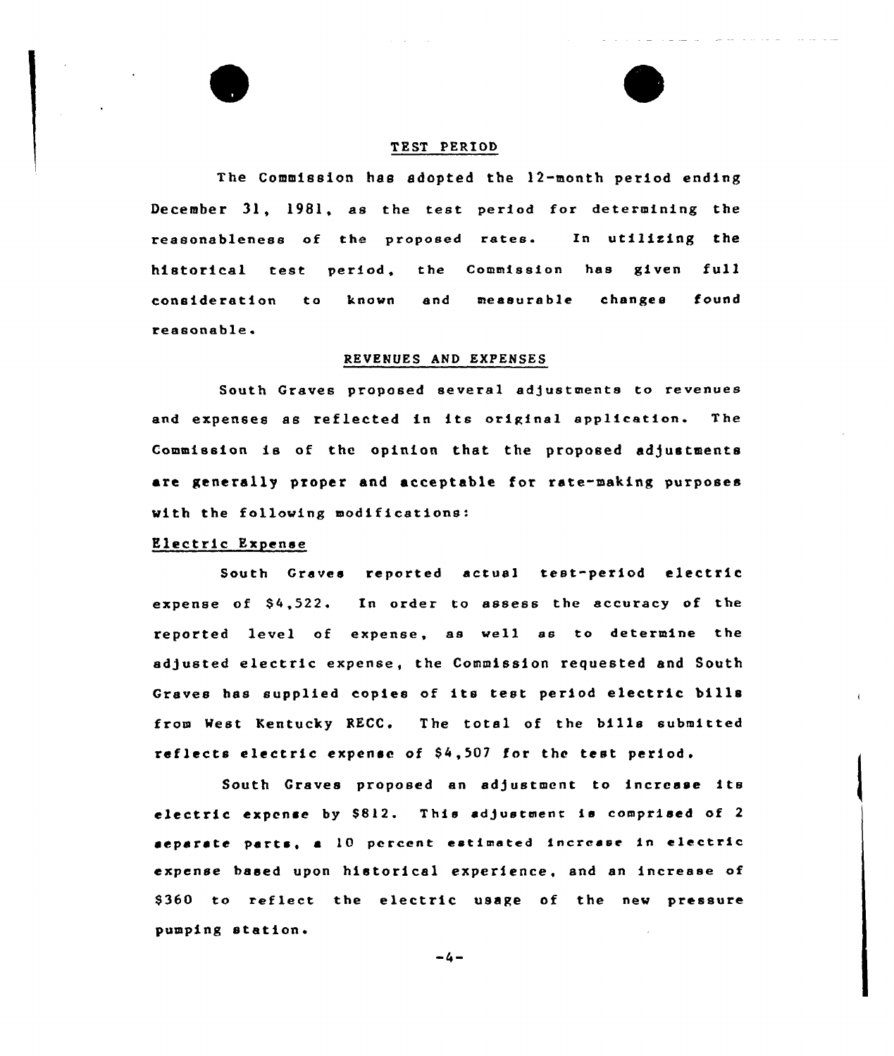## TEST PERIOD

The Commission has adopted the 12-month period ending December 31, 1981, as the test period for determining the reasonableness of the proposed rates. In utilizing the historical test period, the Commission has given full consideration to known and measurable changes found reasonable.

## REVENUES AND EXPENSES

South Graves proposed several adjustments to revenues and expenses as reflected in its original application. The Commission is of the opinion that the proposed adjustments are generally proper and acceptable for rate-making purposes with the following modifications:

### Electric Expense

South Graves reported actual test-period electric expense of $4,522. In order to assess the accuracy of the reported level of expense, as well as to determine the adjusted electric expense, the Commission requested and South Graves has supplied copies of its test period electric bills from West Kentucky RECC. The total of the bills submitted reflects electric expense of $4,507 for the test period.

South Graves proposed an adjustment to increase its electric expense by $812. This adjustment is comprised of 2 separate parts, a 10 percent estimated increase in electric expense based upon historical experience, and an increase of $360 to reflect the electric usage of the new pressure pumping station.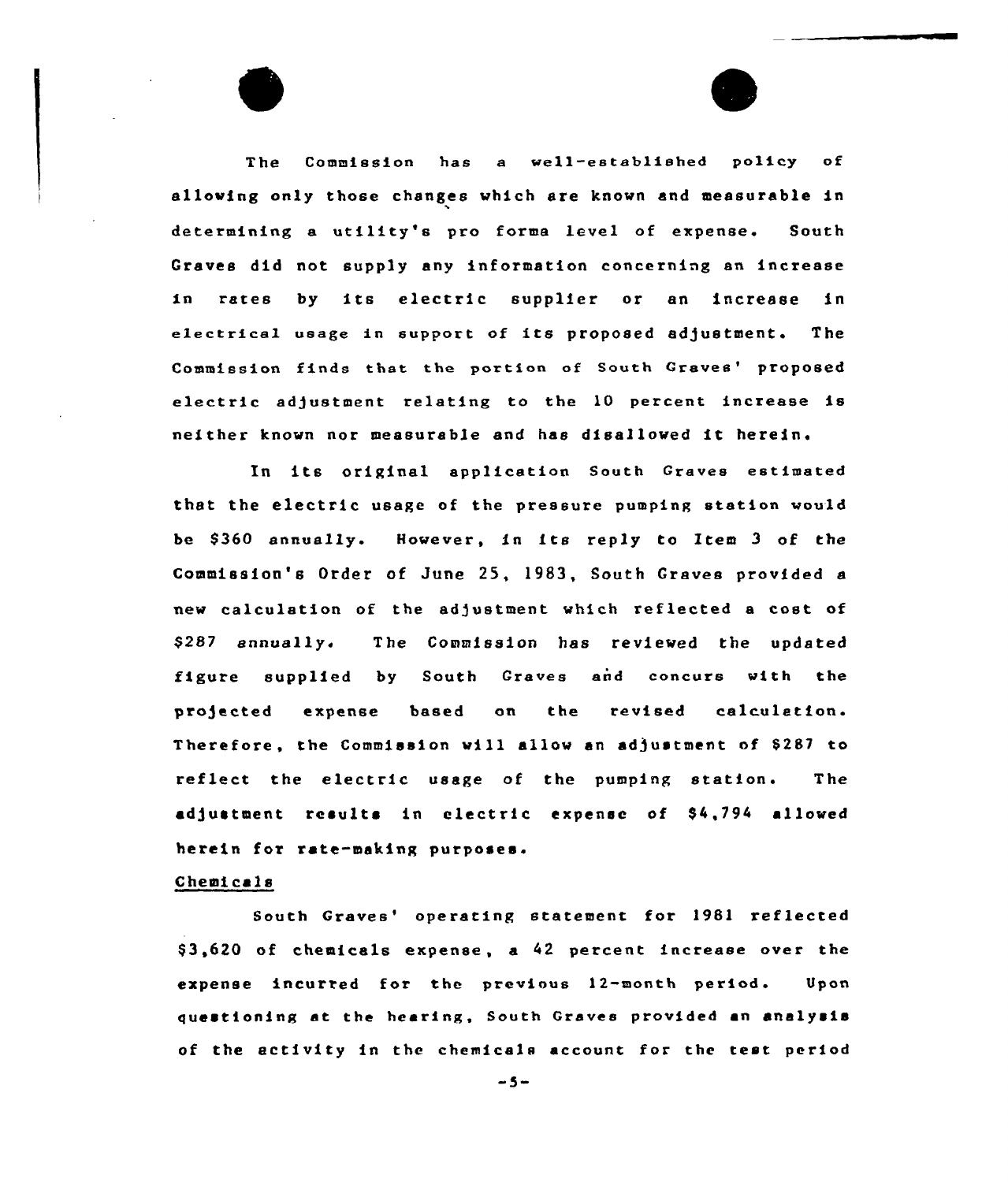The Commission has a well-established policy of allowing only those changes which are known and measurable in determining a utility's pro forma level of expense. South Graves did not supply any information concerning an increase in rates by its electric supplier or an increase in electrical usage in support of its proposed adjustment. The Commission finds that the portion of South Graves' proposed electric adjustment relating to the 10 percent increase is neither known nor measurable and has disallowed it herein.

In its original application South Graves estimated that the electric usage of the pressure pumping station would be $360 annually. However, in its reply to Item 3 of the Commission's Order of June 25, 1983, South Graves provided a new calculation of the adjustment which reflected a cost of $287 annually. The Commission has reviewed the updated figure supplied by South Graves and concurs with the projected expense based on the revised calculation. Therefore, the Commission will allow an adjustment of $287 to reflect the electric usage of the pumping station. The adjustment results in electric expense of $4,794 allowed herein for rate-making purposes.

Chemicals

South Graves' operating statement for 1981 reflected $3,620 of chemicals expense, a 42 percent increase over the expense incurred for the previous 12-month period. Upon questioning at the hearing, South Graves provided an analysis of the activity in the chemicals account for the test period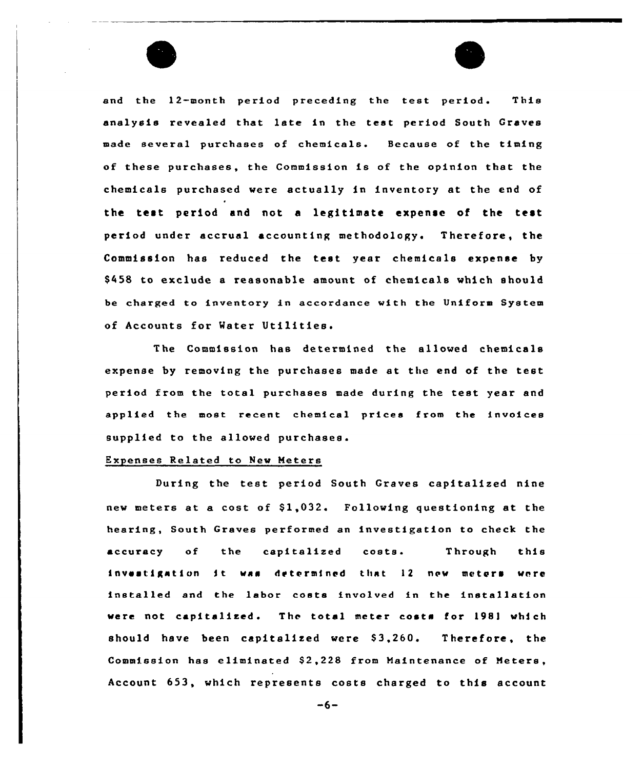and the 12-month period preceding the test period. This analysis revealed that late in the test period South Graves made several purchases of chemicals. Because of the timing of these purchases, the Commission is of the opinion that the chemicals purchased were actually in inventory at the end of the test period and not a legitimate expense of the test period under accrual accounting methodology. Therefore, the Commission has reduced the test year chemicals expense by $458 to exclude a reasonable amount of chemicals which should be charged to inventory in accordance with the Uniform System of Accounts for Water Utilities.

The Commission has determined the allowed chemicals expense by removing the purchases made at the end of the test period from the total purchases made during the test year and applied the most recent chemical prices from the invoices supplied to the allowed purchases.

Expenses Related to New Meters

During the test period South Graves capitalized nine new meters at a cost of $1,032. Following questioning at the hearing, South Graves performed an investigation to check the accuracy of the capitalized costs. Through this investigation it was determined that 12 new meters were installed and the labor costs involved in the installation were not capitalized. The total meter costs for 1981 which should have been capitalized were $3,260. Therefore, the Commission has eliminated $2,228 from Maintenance of Meters, Account 653, which represents costs charged to this account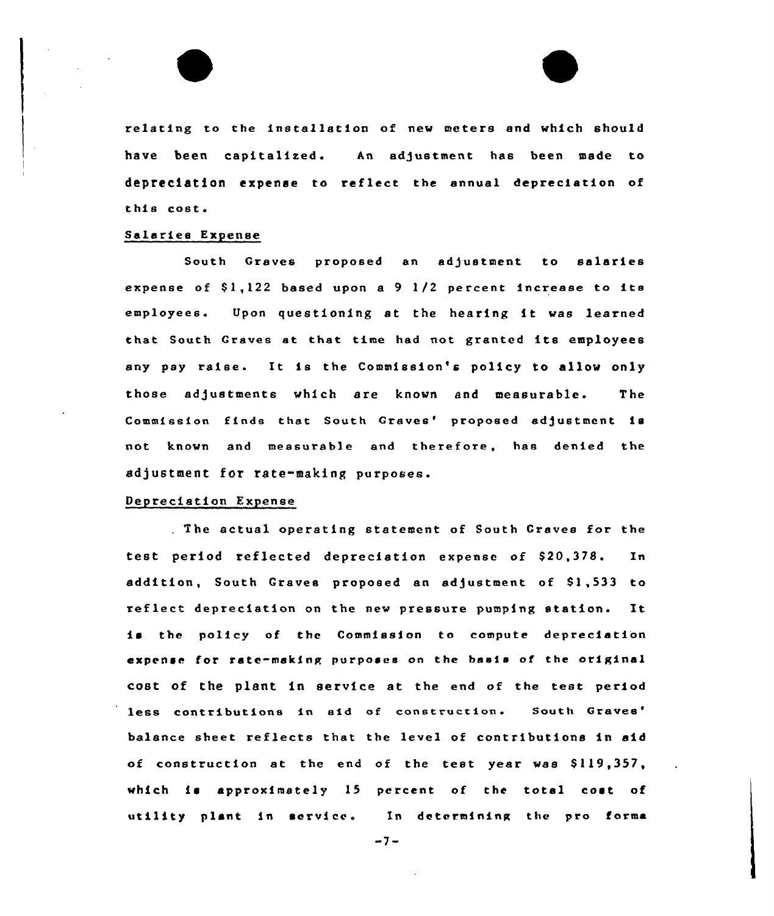relating to the installation of new meters and which should have been capitalized. An adjustment has been made to depreciation expense to reflect the annual depreciation of this cost.

### Salaries Expense

South Graves proposed an adjustment to salaries expense of $1,122 based upon a 9 1/2 percent increase to its employees. Upon questioning at the hearing it was learned that South Graves at that time had not granted its employees any pay raise. It is the Commission's policy to allow only those adjustments which are known and measurable. The Commission finds that South Graves' proposed adjustment is not known and measurable and therefore, has denied the adjustment for rate-making purposes.

### Depreciation Expense

The actual operating statement of South Graves for the test period reflected depreciation expense of $20,378. In addition, South Graves proposed an adjustment of $1,533 to reflect depreciation on the new pressure pumping station. It is the policy of the Commission to compute depreciation expense for rate-making purposes on the basis of the original cost of the plant in service at the end of the test period less contributions in aid of construction. South Graves' balance sheet reflects that the level of contributions in aid of construction at the end of the test year was $119,357, which is approximately 15 percent of the total cost of utility plant in service. In determining the pro forma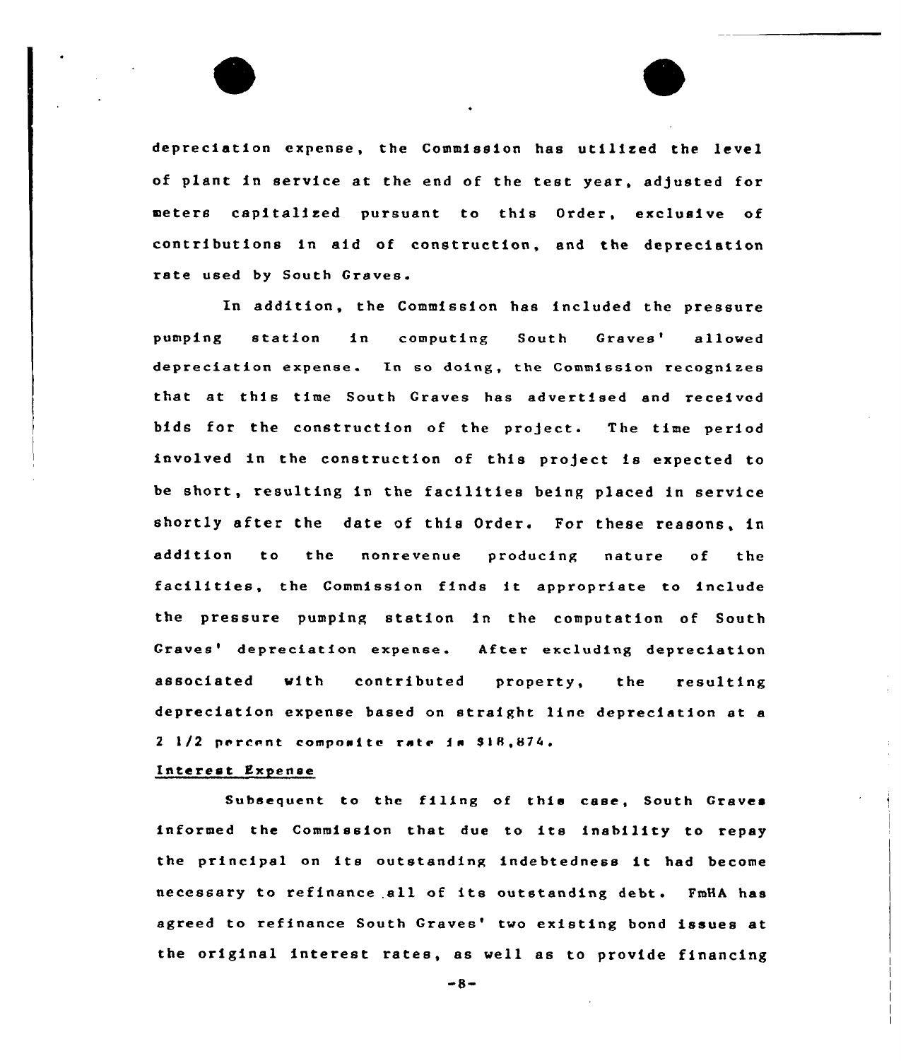depreciation expense, the Commission has utilized the level of plant in service at the end of the test year, adjusted for meters capitalized pursuant to this Order, exclusive of contributions in aid of construction, and the depreciation rate used by South Graves.

In addition, the Commission has included the pressure pumping station in computing South Graves' allowed depreciation expense. In so doing, the Commission recognizes that at this time South Graves has advertised and received bids for the construction of the project. The time period involved in the construction of this project is expected to be short, resulting in the facilities being placed in service shortly after the date of this Order. For these reasons, in addition to the nonrevenue producing nature of the facilities, the Commission finds it appropriate to include the pressure pumping station in the computation of South Graves' depreciation expense. After excluding depreciation associated with contributed property, the resulting depreciation expense based on straight line depreciation at a 2 1/2 percent composite rate is $18,874.

<u>Interest Expense</u>

Subsequent to the filing of this case, South Graves informed the Commission that due to its inability to repay the principal on its outstanding indebtedness it had become necessary to refinance all of its outstanding debt. FmHA has agreed to refinance South Graves' two existing bond issues at the original interest rates, as well as to provide financing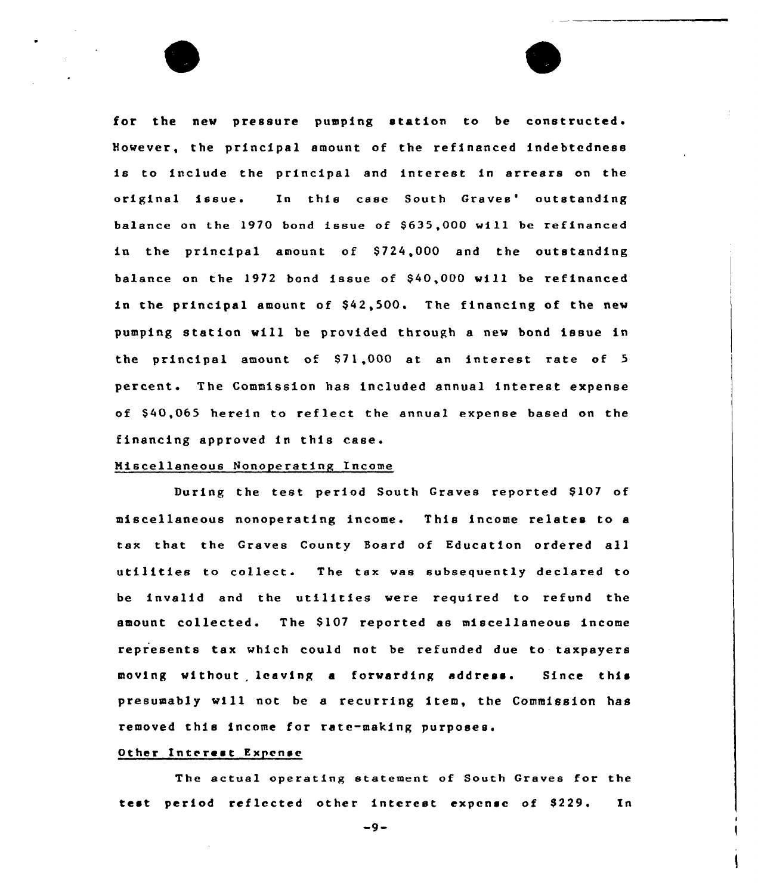for the new pressure pumping station to be constructed. However, the principal amount of the refinanced indebtedness is to include the principal and interest in arrears on the original issue. In this case South Graves' outstanding balance on the 1970 bond issue of $635,000 will be refinanced in the principal amount of $724,000 and the outstanding balance on the 1972 bond issue of $40,000 will be refinanced in the principal amount of $42,500. The financing of the new pumping station will be provided through a new bond issue in the principal amount of $71,000 at an interest rate of 5 percent. The Commission has included annual interest expense of $40,065 herein to reflect the annual expense based on the financing approved in this case.

Miscellaneous Nonoperating Income

During the test period South Graves reported $107 of miscellaneous nonoperating income. This income relates to a tax that the Graves County Board of Education ordered all utilities to collect. The tax was subsequently declared to be invalid and the utilities were required to refund the amount collected. The $107 reported as miscellaneous income represents tax which could not be refunded due to taxpayers moving without leaving a forwarding address. Since this presumably will not be a recurring item, the Commission has removed this income for rate-making purposes.

Other Interest Expense

The actual operating statement of South Graves for the test period reflected other interest expense of $229. In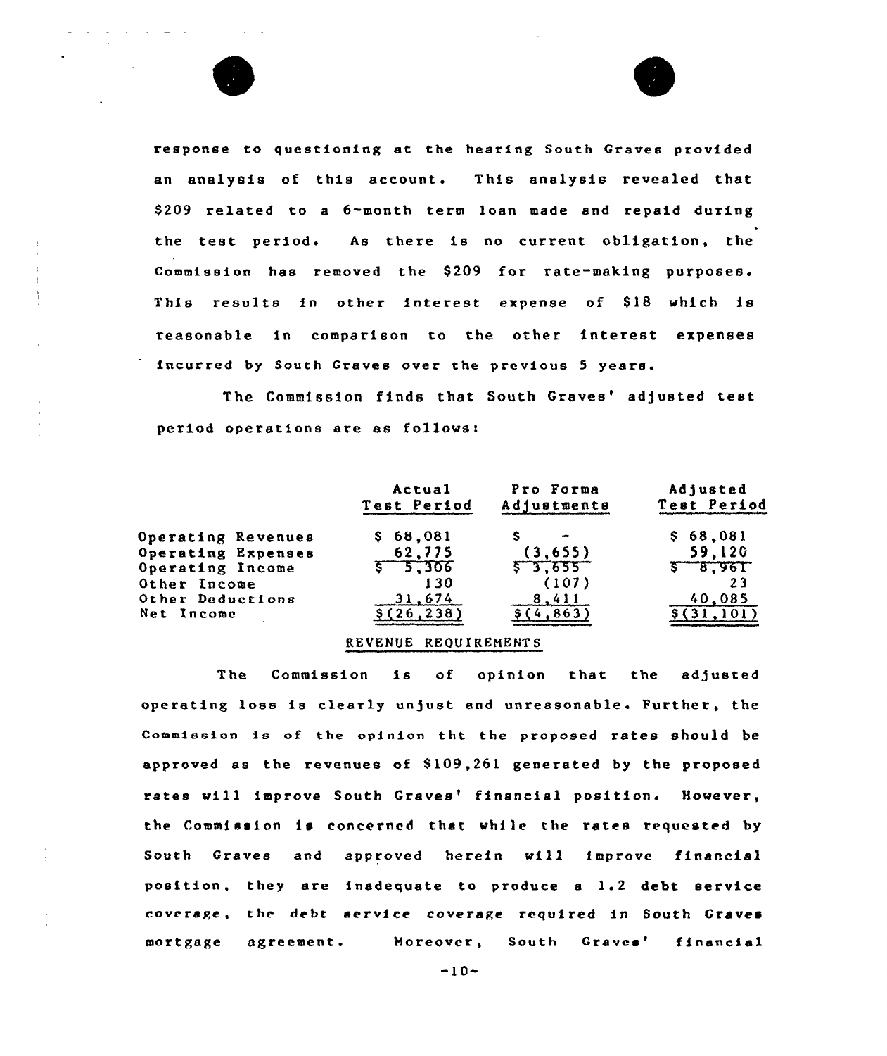response to questioning at the hearing South Graves provided an analysis of this account. This analysis revealed that $209 related to a 6-month term loan made and repaid during the test period. As there is no current obligation, the Commission has removed the $209 for rate-making purposes. This results in other interest expense of $18 which is reasonable in comparison to the other interest expenses incurred by South Graves over the previous 5 years.

The Commission finds that South Graves' adjusted test period operations are as follows:

| | Actual Test Period | Pro Forma Adjustments | Adjusted Test Period |
|---|---|---|---|
| Operating Revenues | $ 68,081 | $ - | $ 68,081 |
| Operating Expenses | 62,775 | (3,655) | 59,120 |
| Operating Income | $ 5,306 | $ 3,655 | $ 8,961 |
| Other Income | 130 | (107) | 23 |
| Other Deductions | 31,674 | 8,411 | 40,085 |
| Net Income | $(26,238) | $(4,863) | $(31,101) |

## REVENUE REQUIREMENTS

The Commission is of opinion that the adjusted operating loss is clearly unjust and unreasonable. Further, the Commission is of the opinion tht the proposed rates should be approved as the revenues of $109,261 generated by the proposed rates will improve South Graves' financial position. However, the Commission is concerned that while the rates requested by South Graves and approved herein will improve financial position, they are inadequate to produce a 1.2 debt service coverage, the debt service coverage required in South Graves mortgage agreement. Moreover, South Graves' financial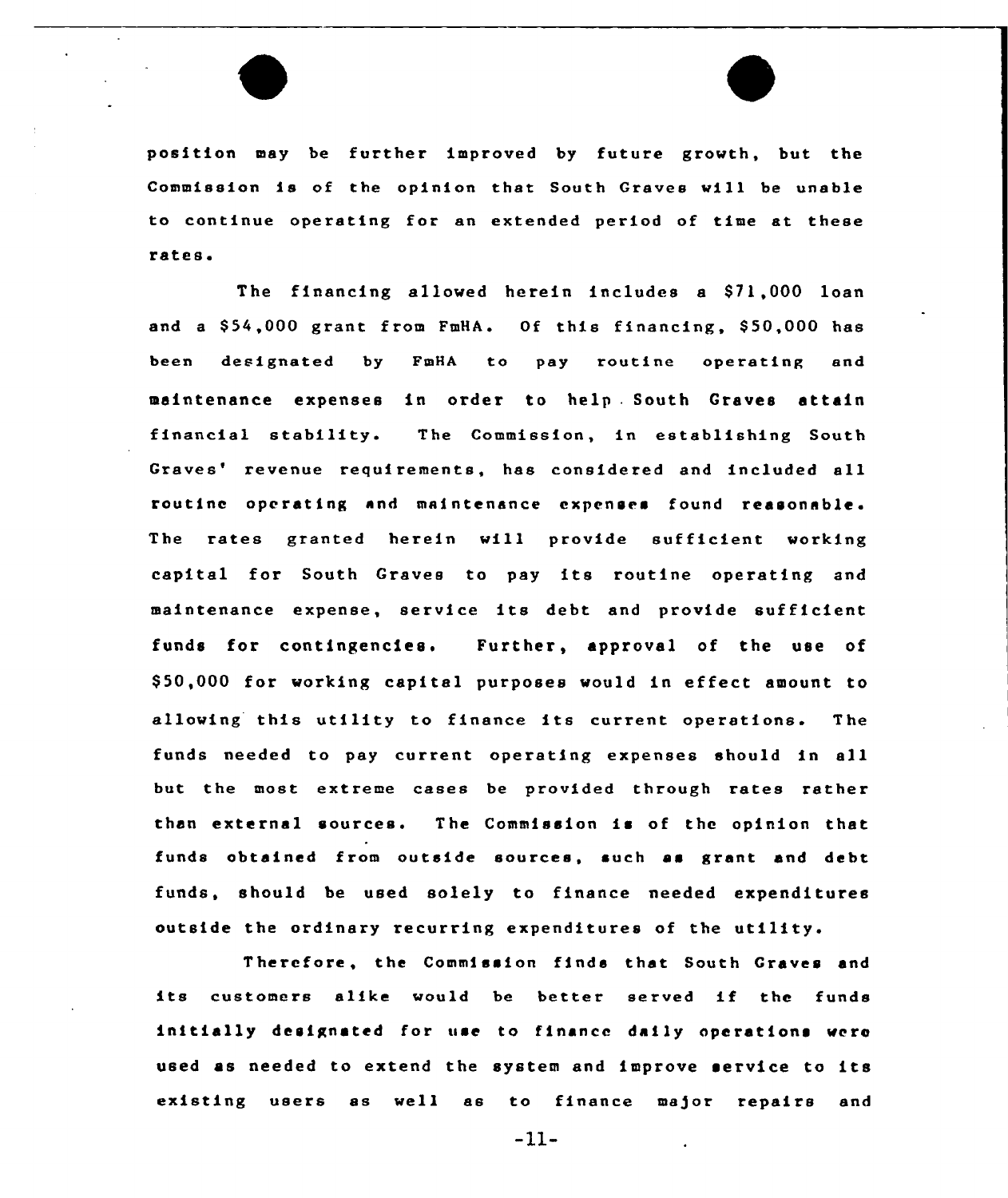position may be further improved by future growth, but the Commission is of the opinion that South Graves will be unable to continue operating for an extended period of time at these rates.

The financing allowed herein includes a $71,000 loan and a $54,000 grant from FmHA. Of this financing, $50,000 has been designated by FmHA to pay routine operating and maintenance expenses in order to help South Graves attain financial stability. The Commission, in establishing South Graves' revenue requirements, has considered and included all routine operating and maintenance expenses found reasonable. The rates granted herein will provide sufficient working capital for South Graves to pay its routine operating and maintenance expense, service its debt and provide sufficient funds for contingencies. Further, approval of the use of $50,000 for working capital purposes would in effect amount to allowing this utility to finance its current operations. The funds needed to pay current operating expenses should in all but the most extreme cases be provided through rates rather than external sources. The Commission is of the opinion that funds obtained from outside sources, such as grant and debt funds, should be used solely to finance needed expenditures outside the ordinary recurring expenditures of the utility.

Therefore, the Commission finds that South Graves and its customers alike would be better served if the funds initially designated for use to finance daily operations were used as needed to extend the system and improve service to its existing users as well as to finance major repairs and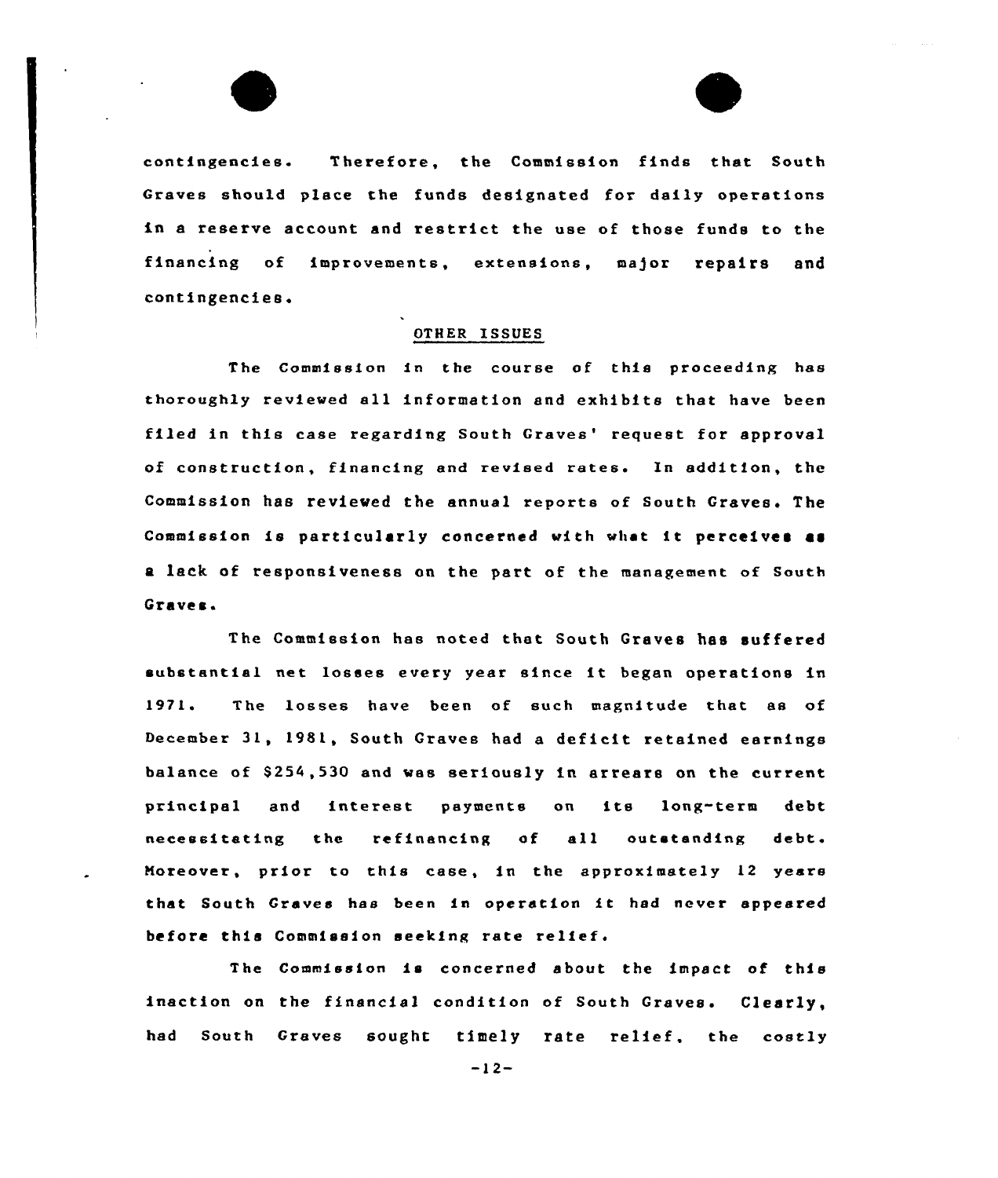contingencies. Therefore, the Commission finds that South Graves should place the funds designated for daily operations in a reserve account and restrict the use of those funds to the financing of improvements, extensions, major repairs and contingencies.

## OTHER ISSUES

The Commission in the course of this proceeding has thoroughly reviewed all information and exhibits that have been filed in this case regarding South Graves' request for approval of construction, financing and revised rates. In addition, the Commission has reviewed the annual reports of South Graves. The Commission is particularly concerned with what it perceives as a lack of responsiveness on the part of the management of South Graves.

The Commission has noted that South Graves has suffered substantial net losses every year since it began operations in 1971. The losses have been of such magnitude that as of December 31, 1981, South Graves had a deficit retained earnings balance of $254,530 and was seriously in arrears on the current principal and interest payments on its long-term debt necessitating the refinancing of all outstanding debt. Moreover, prior to this case, in the approximately 12 years that South Graves has been in operation it had never appeared before this Commission seeking rate relief.

The Commission is concerned about the impact of this inaction on the financial condition of South Graves. Clearly, had South Graves sought timely rate relief, the costly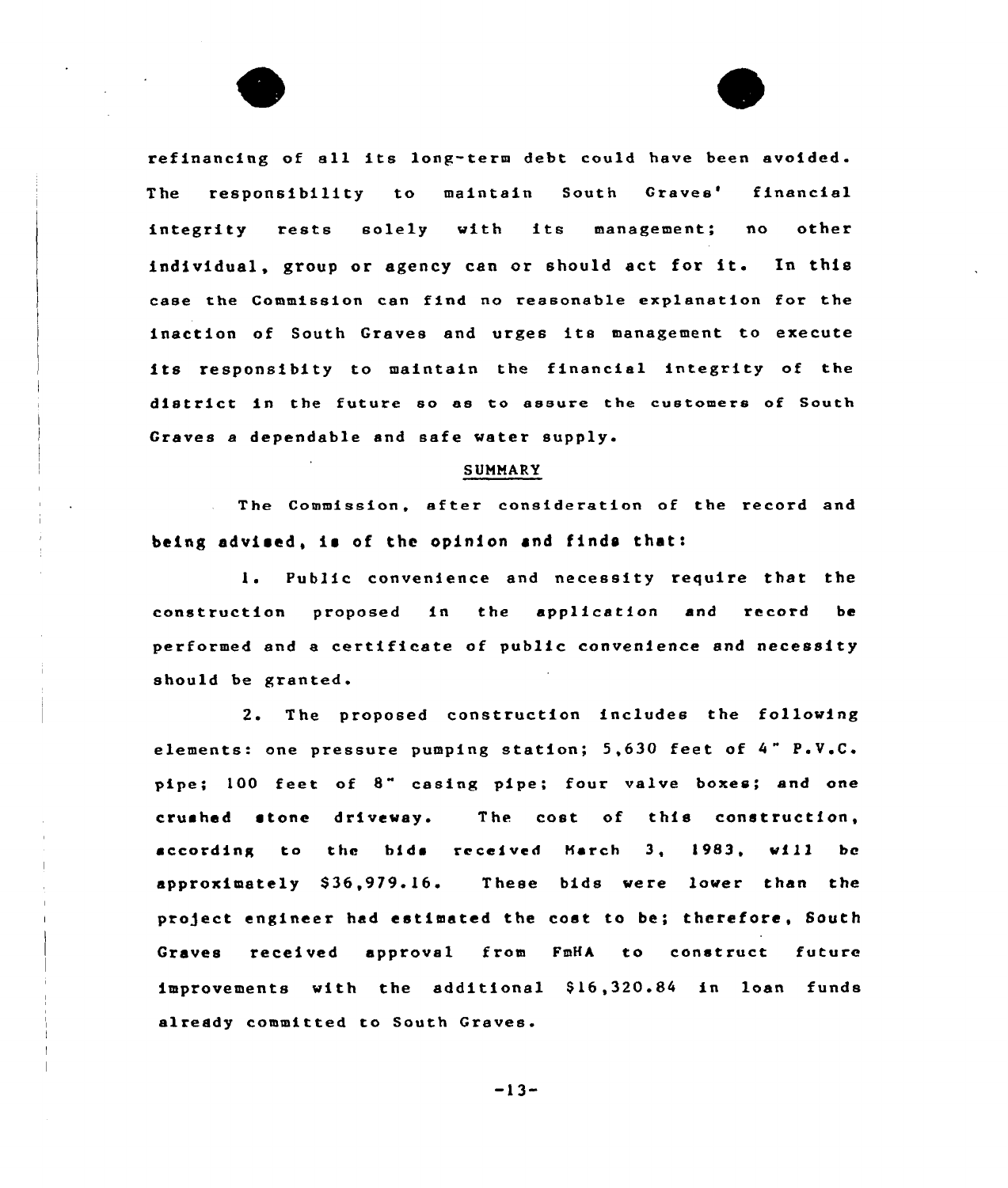refinancing of all its long-term debt could have been avoided. The responsibility to maintain South Graves' financial integrity rests solely with its management; no other individual, group or agency can or should act for it. In this case the Commission can find no reasonable explanation for the inaction of South Graves and urges its management to execute its responsibity to maintain the financial integrity of the district in the future so as to assure the customers of South Graves a dependable and safe water supply.

## SUMMARY

The Commission, after consideration of the record and being advised, is of the opinion and finds that:

1. Public convenience and necessity require that the construction proposed in the application and record be performed and a certificate of public convenience and necessity should be granted.

2. The proposed construction includes the following elements: one pressure pumping station; 5,630 feet of 4" P.V.C. pipe; 100 feet of 8" casing pipe; four valve boxes; and one crushed stone driveway. The cost of this construction, according to the bids received March 3, 1983, will be approximately $36,979.16. These bids were lower than the project engineer had estimated the cost to be; therefore, South Graves received approval from FmHA to construct future improvements with the additional $16,320.84 in loan funds already committed to South Graves.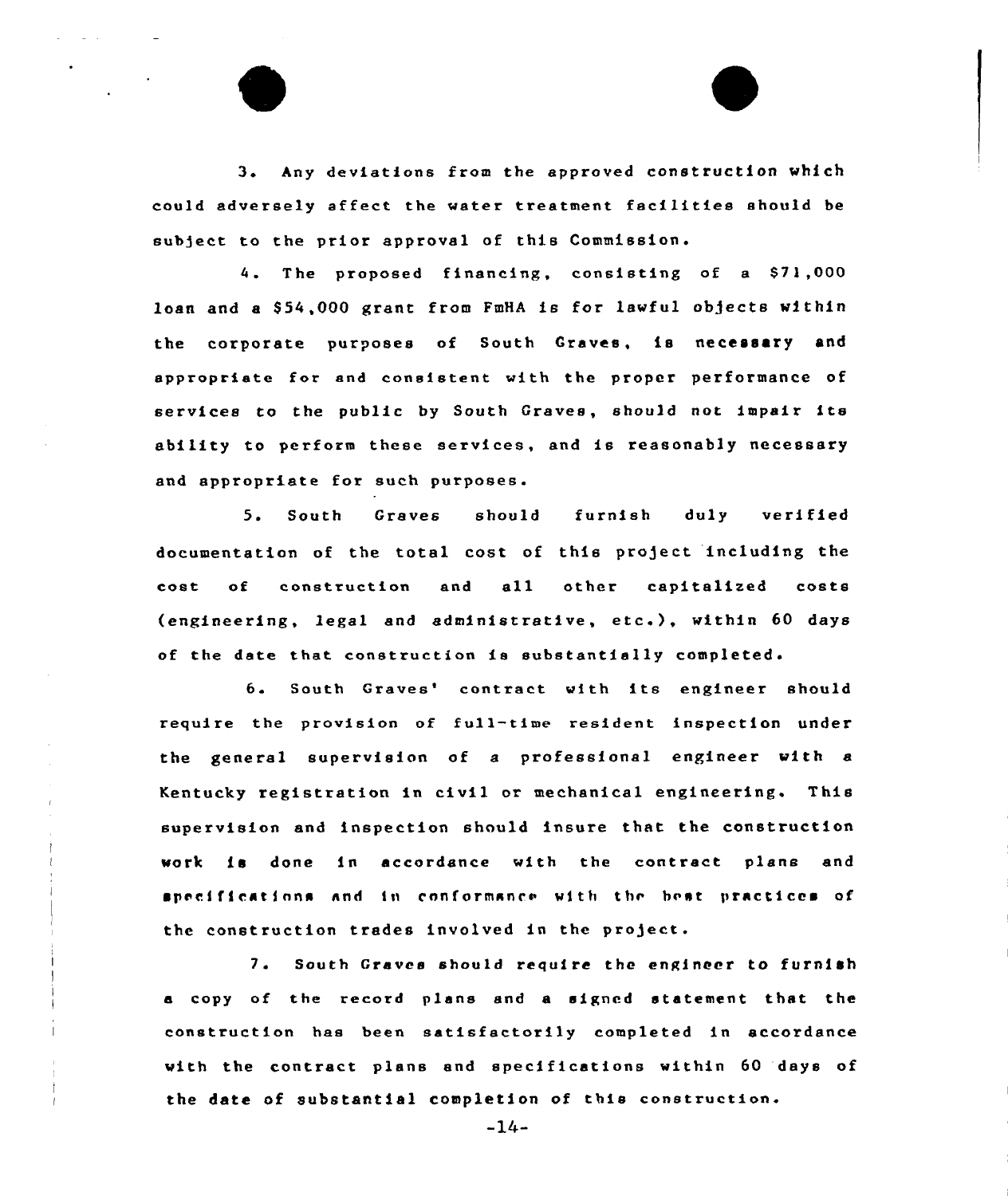3. Any deviations from the approved construction which could adversely affect the water treatment facilities should be subject to the prior approval of this Commission.

4. The proposed financing, consisting of a $71,000 loan and a $54,000 grant from FmHA is for lawful objects within the corporate purposes of South Graves, is necessary and appropriate for and consistent with the proper performance of services to the public by South Graves, should not impair its ability to perform these services, and is reasonably necessary and appropriate for such purposes.

5. South Graves should furnish duly verified documentation of the total cost of this project including the cost of construction and all other capitalized costs (engineering, legal and administrative, etc.), within 60 days of the date that construction is substantially completed.

6. South Graves' contract with its engineer should require the provision of full-time resident inspection under the general supervision of a professional engineer with a Kentucky registration in civil or mechanical engineering. This supervision and inspection should insure that the construction work is done in accordance with the contract plans and specifications and in conformance with the best practices of the construction trades involved in the project.

7. South Graves should require the engineer to furnish a copy of the record plans and a signed statement that the construction has been satisfactorily completed in accordance with the contract plans and specifications within 60 days of the date of substantial completion of this construction.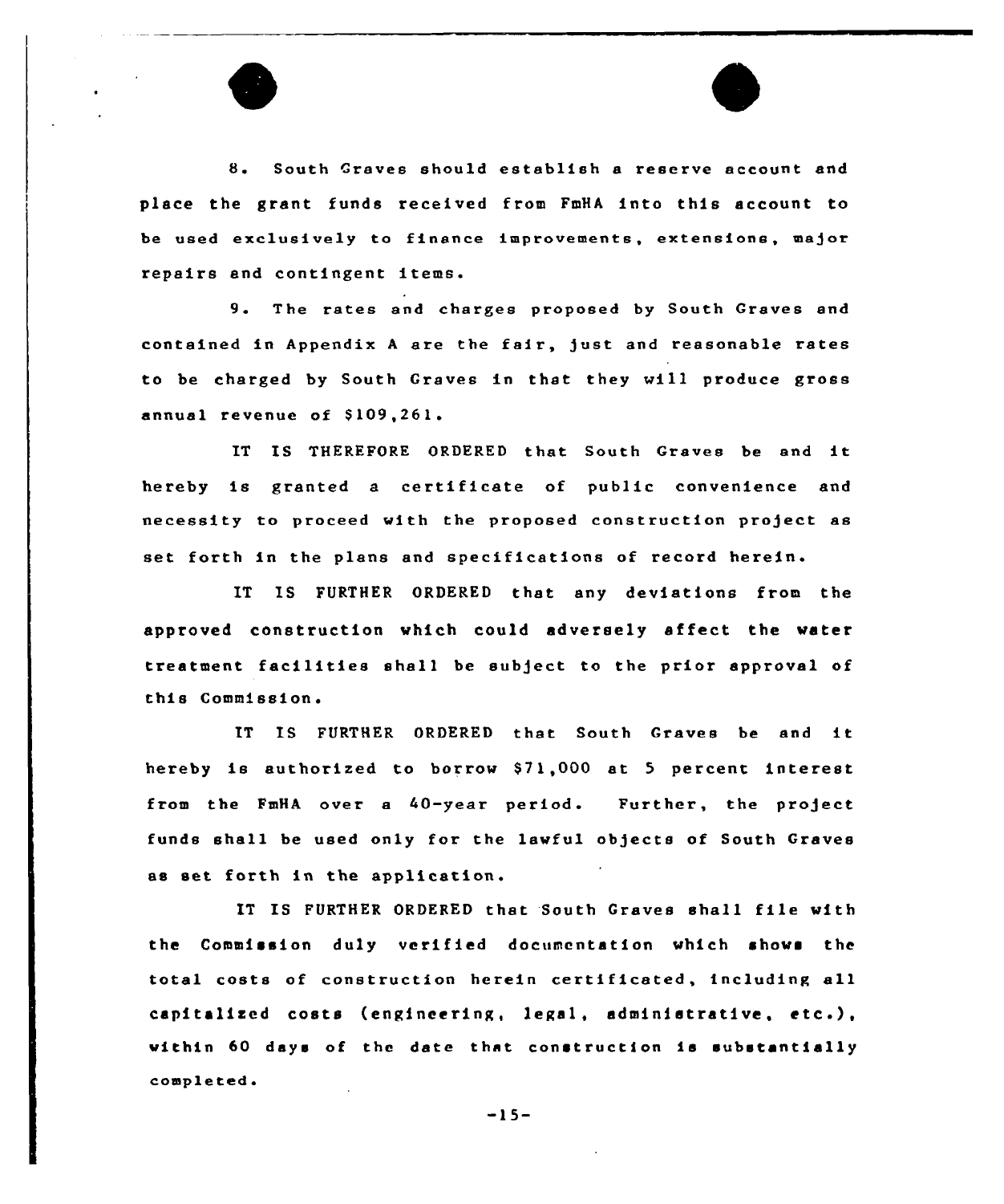8. South Graves should establish a reserve account and place the grant funds received from FmHA into this account to be used exclusively to finance improvements, extensions, major repairs and contingent items.

9. The rates and charges proposed by South Graves and contained in Appendix A are the fair, just and reasonable rates to be charged by South Graves in that they will produce gross annual revenue of $109,261.

IT IS THEREFORE ORDERED that South Graves be and it hereby is granted a certificate of public convenience and necessity to proceed with the proposed construction project as set forth in the plans and specifications of record herein.

IT IS FURTHER ORDERED that any deviations from the approved construction which could adversely affect the water treatment facilities shall be subject to the prior approval of this Commission.

IT IS FURTHER ORDERED that South Graves be and it hereby is authorized to borrow $71,000 at 5 percent interest from the FmHA over a 40-year period. Further, the project funds shall be used only for the lawful objects of South Graves as set forth in the application.

IT IS FURTHER ORDERED that South Graves shall file with the Commission duly verified documentation which shows the total costs of construction herein certificated, including all capitalized costs (engineering, legal, administrative, etc.), within 60 days of the date that construction is substantially completed.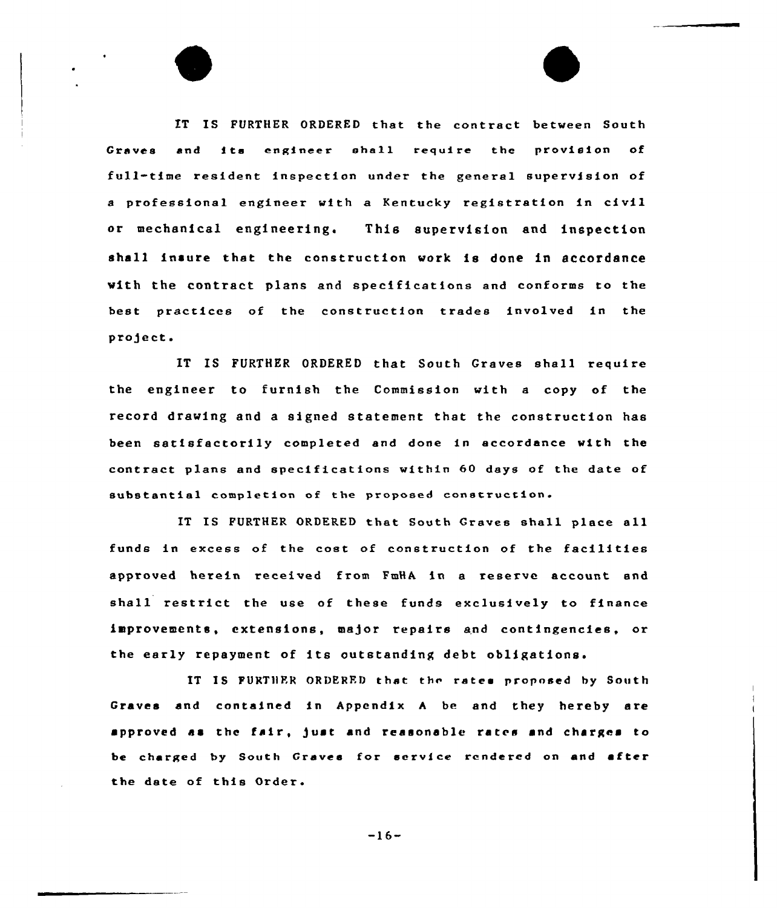IT IS FURTHER ORDERED that the contract between South Graves and its engineer shall require the provision of full-time resident inspection under the general supervision of a professional engineer with a Kentucky registration in civil or mechanical engineering. This supervision and inspection shall insure that the construction work is done in accordance with the contract plans and specifications and conforms to the best practices of the construction trades involved in the project.

IT IS FURTHER ORDERED that South Graves shall require the engineer to furnish the Commission with a copy of the record drawing and a signed statement that the construction has been satisfactorily completed and done in accordance with the contract plans and specifications within 60 days of the date of substantial completion of the proposed construction.

IT IS FURTHER ORDERED that South Graves shall place all funds in excess of the cost of construction of the facilities approved herein received from FmHA in a reserve account and shall restrict the use of these funds exclusively to finance improvements, extensions, major repairs and contingencies, or the early repayment of its outstanding debt obligations.

IT IS FURTHER ORDERED that the rates proposed by South Graves and contained in Appendix A be and they hereby are approved as the fair, just and reasonable rates and charges to be charged by South Graves for service rendered on and after the date of this Order.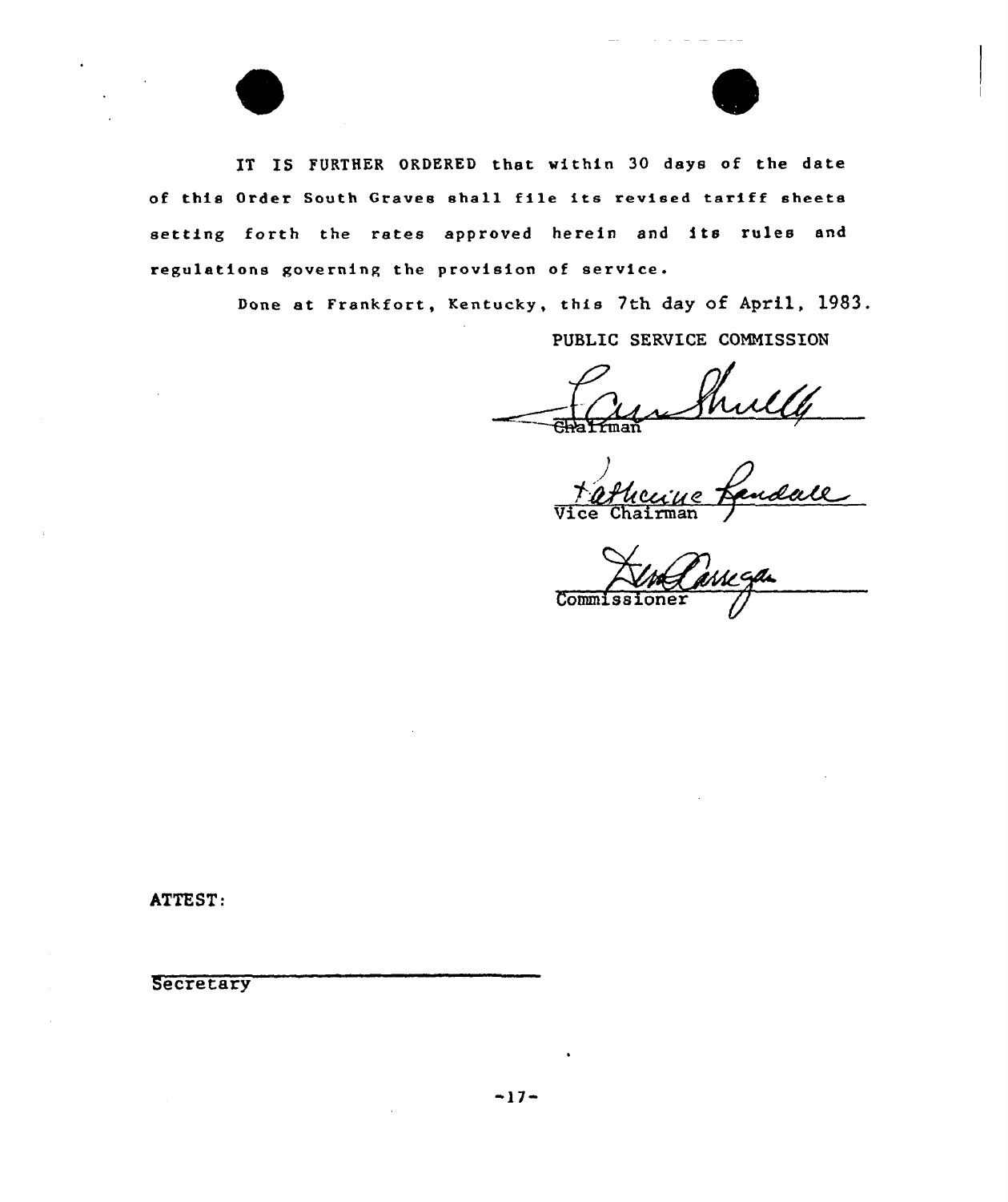IT IS FURTHER ORDERED that within 30 days of the date of this Order South Graves shall file its revised tariff sheets setting forth the rates approved herein and its rules and regulations governing the provision of service.

Done at Frankfort, Kentucky, this 7th day of April, 1983.

PUBLIC SERVICE COMMISSION

Chairman

Vice Chairman

Commissioner

ATTEST:

Secretary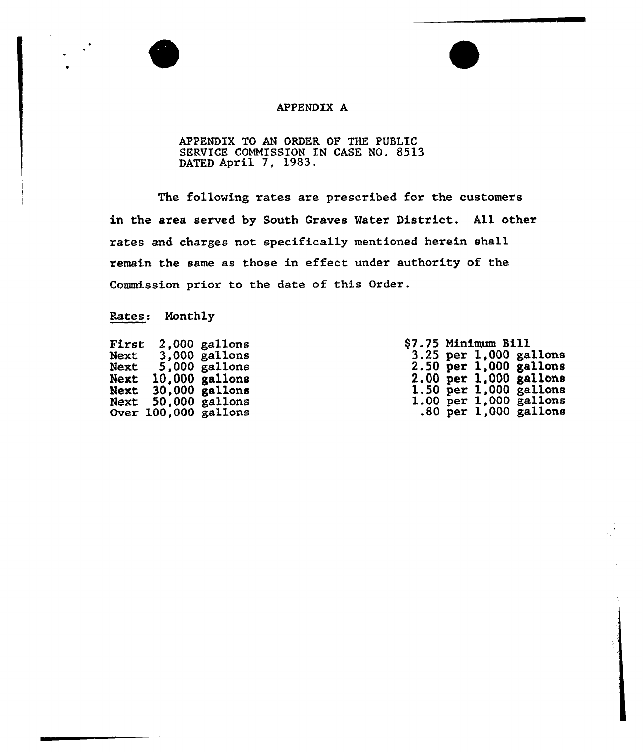# APPENDIX A

APPENDIX TO AN ORDER OF THE PUBLIC SERVICE COMMISSION IN CASE NO. 8513 DATED April 7, 1983.

The following rates are prescribed for the customers in the area served by South Graves Water District. All other rates and charges not specifically mentioned herein shall remain the same as those in effect under authority of the Commission prior to the date of this Order.

Rates: Monthly

| | |
|---|---|
| First 2,000 gallons | $7.75 Minimum Bill |
| Next 3,000 gallons | 3.25 per 1,000 gallons |
| Next 5,000 gallons | 2.50 per 1,000 gallons |
| Next 10,000 gallons | 2.00 per 1,000 gallons |
| Next 30,000 gallons | 1.50 per 1,000 gallons |
| Next 50,000 gallons | 1.00 per 1,000 gallons |
| Over 100,000 gallons | .80 per 1,000 gallons |